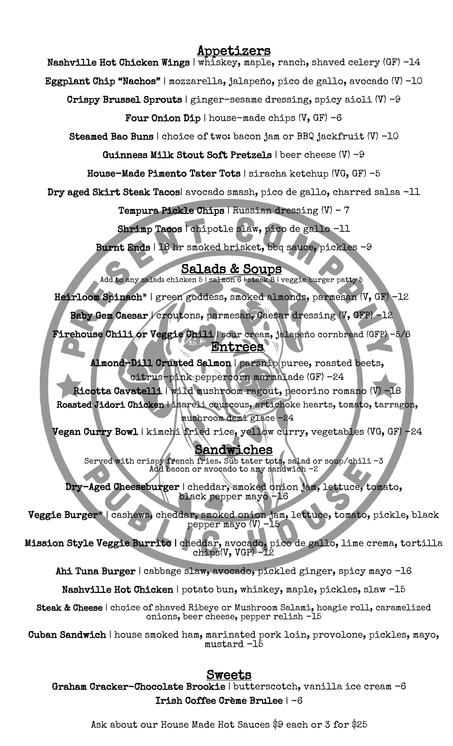## Appetizers

**Nashville Hot Chicken Wings** | whiskey, maple, ranch, shaved celery (GF) -14

**Eggplant Chip "Nachos"** | mozzarella, jalapeño, pico de gallo, avocado (V) -10

**Crispy Brussel Sprouts** | ginger-sesame dressing, spicy aioli (V) -9

**Four Onion Dip** | house-made chips (V, GF) -6

**Steamed Bao Buns** | choice of two: bacon jam or BBQ jackfruit (V) -10

**Guinness Milk Stout Soft Pretzels** | beer cheese (V) -9

**House-Made Pimento Tater Tots** | siracha ketchup (VG, GF) -5

**Dry aged Skirt Steak Tacos**| avocado smash, pico de gallo, charred salsa -11

**Tempura Pickle Chips** | Russian dressing (V) - 7

**Shrimp Tacos** | chipotle slaw, pico de gallo -11

**Burnt Ends** | 18 hr smoked brisket, bbq sauce, pickles -9

## Salads & Soups

Add to any salad: chicken 5 | salmon 6 | steak 8 | veggie burger patty 5

**Heirloom Spinach*** | green goddess, smoked almonds, parmesan (V, GF) -12

**Baby Gem Caesar** | croutons, parmesan, Caesar dressing (V, GFP) -12

**Firehouse Chili or Veggie Chili** | sour cream, jalapeño cornbread (GFP) -5/8

## Entrees

**Almond-Dill Crusted Salmon** | parsnip puree, roasted beets, citrus-pink peppercorn marmalade (GF) -24

**Ricotta Cavatelli** | wild mushroom ragout, pecorino romano (V) -18

**Roasted Jidori Chicken** | isareli couscous, artichoke hearts, tomato, tarragon, mushroom demi glace -24

**Vegan Curry Bowl** | kimchi fried rice, yellow curry, vegetables (VG, GF) -24

## Sandwiches

Served with crispy french fries. Sub tater tots, salad or soup/chili -3
Add bacon or avocado to any sandwich -2

**Dry-Aged Cheeseburger** | cheddar, smoked onion jam, lettuce, tomato, black pepper mayo -16

**Veggie Burger*** | cashews, cheddar, smoked onion jam, lettuce, tomato, pickle, black pepper mayo (V) -15

**Mission Style Veggie Burrito** | cheddar, avocado, pico de gallo, lime crema, tortilla chips(V, VGP) -12

**Ahi Tuna Burger** | cabbage slaw, avocado, pickled ginger, spicy mayo -16

**Nashville Hot Chicken** | potato bun, whiskey, maple, pickles, slaw -15

**Steak & Cheese** | choice of shaved Ribeye or Mushroom Salami, hoagie roll, caramelized onions, beer cheese, pepper relish -15

**Cuban Sandwich** | house smoked ham, marinated pork loin, provolone, pickles, mayo, mustard -15

## Sweets

**Graham Cracker-Chocolate Brookie** | butterscotch, vanilla ice cream -6

**Irish Coffee Crème Brulee** | -6

Ask about our House Made Hot Sauces $9 each or 3 for $25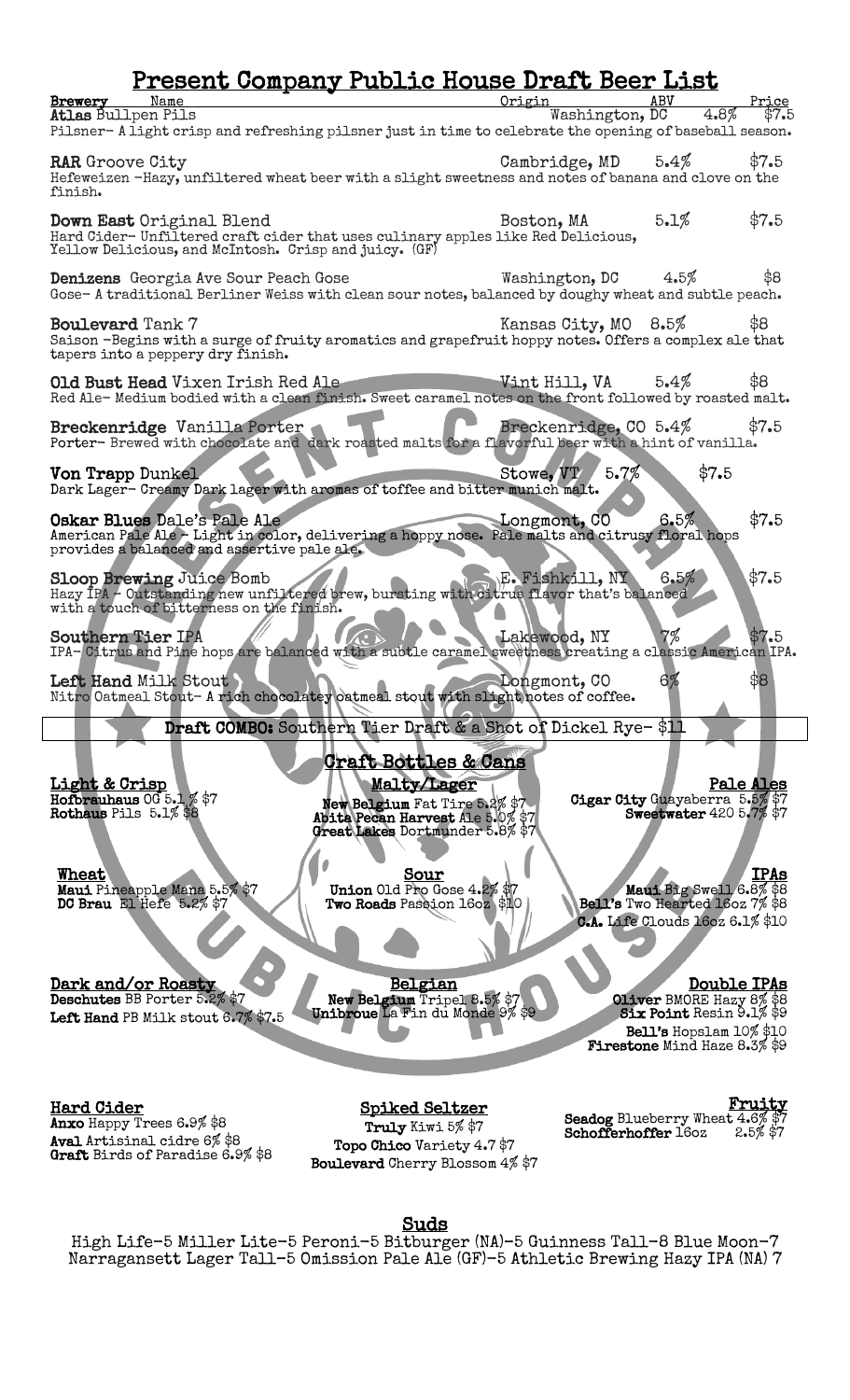# Present Company Public House Draft Beer List

| Brewery Name | Origin | ABV | Price |
|---|---|---|---|
| **Atlas** Bullpen Pils | Washington, DC | 4.8% | $7.5 |
| **RAR** Groove City | Cambridge, MD | 5.4% | $7.5 |
| **Down East** Original Blend | Boston, MA | 5.1% | $7.5 |
| **Denizens** Georgia Ave Sour Peach Gose | Washington, DC | 4.5% | $8 |
| **Boulevard** Tank 7 | Kansas City, MO | 8.5% | $8 |
| **Old Bust Head** Vixen Irish Red Ale | Vint Hill, VA | 5.4% | $8 |
| **Breckenridge** Vanilla Porter | Breckenridge, CO | 5.4% | $7.5 |
| **Von Trapp** Dunkel | Stowe, VT | 5.7% | $7.5 |
| **Oskar Blues** Dale's Pale Ale | Longmont, CO | 6.5% | $7.5 |
| **Sloop Brewing** Juice Bomb | E. Fishkill, NY | 6.5% | $7.5 |
| **Southern Tier** IPA | Lakewood, NY | 7% | $7.5 |
| **Left Hand** Milk Stout | Longmont, CO | 6% | $8 |

**Atlas** Bullpen Pils — Pilsner- A light crisp and refreshing pilsner just in time to celebrate the opening of baseball season.

**RAR** Groove City — Hefeweizen -Hazy, unfiltered wheat beer with a slight sweetness and notes of banana and clove on the finish.

**Down East** Original Blend — Hard Cider- Unfiltered craft cider that uses culinary apples like Red Delicious, Yellow Delicious, and McIntosh. Crisp and juicy. (GF)

**Denizens** Georgia Ave Sour Peach Gose — Gose- A traditional Berliner Weiss with clean sour notes, balanced by doughy wheat and subtle peach.

**Boulevard** Tank 7 — Saison -Begins with a surge of fruity aromatics and grapefruit hoppy notes. Offers a complex ale that tapers into a peppery dry finish.

**Old Bust Head** Vixen Irish Red Ale — Red Ale- Medium bodied with a clean finish. Sweet caramel notes on the front followed by roasted malt.

**Breckenridge** Vanilla Porter — Porter- Brewed with chocolate and dark roasted malts for a flavorful beer with a hint of vanilla.

**Von Trapp** Dunkel — Dark Lager- Creamy Dark lager with aromas of toffee and bitter munich malt.

**Oskar Blues** Dale's Pale Ale — American Pale Ale - Light in color, delivering a hoppy nose. Pale malts and citrusy floral hops provides a balanced and assertive pale ale.

**Sloop Brewing** Juice Bomb — Hazy IPA - Outstanding new unfiltered brew, bursting with citrus flavor that's balanced with a touch of bitterness on the finish.

**Southern Tier** IPA — IPA- Citrus and Pine hops are balanced with a subtle caramel sweetness creating a classic American IPA.

**Left Hand** Milk Stout — Nitro Oatmeal Stout- A rich chocolatey oatmeal stout with slight notes of coffee.

**Draft COMBO:** Southern Tier Draft & a Shot of Dickel Rye- $11

## Craft Bottles & Cans

**Light & Crisp**
- **Hofbrauhaus** OG 5.1% $7
- **Rothaus** Pils 5.1% $8

**Malty/Lager**
- **New Belgium** Fat Tire 5.2% $7
- **Abita** Pecan Harvest Ale 5.0% $7
- **Great Lakes** Dortmunder 5.8% $7

**Pale Ales**
- **Cigar City** Guayaberra 5.5% $7
- **Sweetwater** 420 5.7% $7

**Wheat**
- **Maui** Pineapple Mana 5.5% $7
- **DC Brau** El Hefe 5.2% $7

**Sour**
- **Union** Old Pro Gose 4.2% $7
- **Two Roads** Passion 16oz $10

**IPAs**
- **Maui** Big Swell 6.8% $8
- **Bell's** Two Hearted 16oz 7% $8
- **C.A.** Life Clouds 16oz 6.1% $10

**Dark and/or Roasty**
- **Deschutes** BB Porter 5.2% $7
- **Left Hand** PB Milk stout 6.7% $7.5

**Belgian**
- **New Belgium** Tripel 8.5% $7
- **Unibroue** La Fin du Monde 9% $9

**Double IPAs**
- **Oliver** BMORE Hazy 8% $8
- **Six Point** Resin 9.1% $9
- **Bell's** Hopslam 10% $10
- **Firestone** Mind Haze 8.3% $9

**Hard Cider**
- **Anxo** Happy Trees 6.9% $8
- **Aval** Artisinal cidre 6% $8
- **Graft** Birds of Paradise 6.9% $8

**Spiked Seltzer**
- **Truly** Kiwi 5% $7
- **Topo Chico** Variety 4.7 $7
- **Boulevard** Cherry Blossom 4% $7

**Fruity**
- **Seadog** Blueberry Wheat 4.6% $7
- **Schofferhoffer** 16oz 2.5% $7

## Suds

High Life-5 Miller Lite-5 Peroni-5 Bitburger (NA)-5 Guinness Tall-8 Blue Moon-7 Narragansett Lager Tall-5 Omission Pale Ale (GF)-5 Athletic Brewing Hazy IPA (NA) 7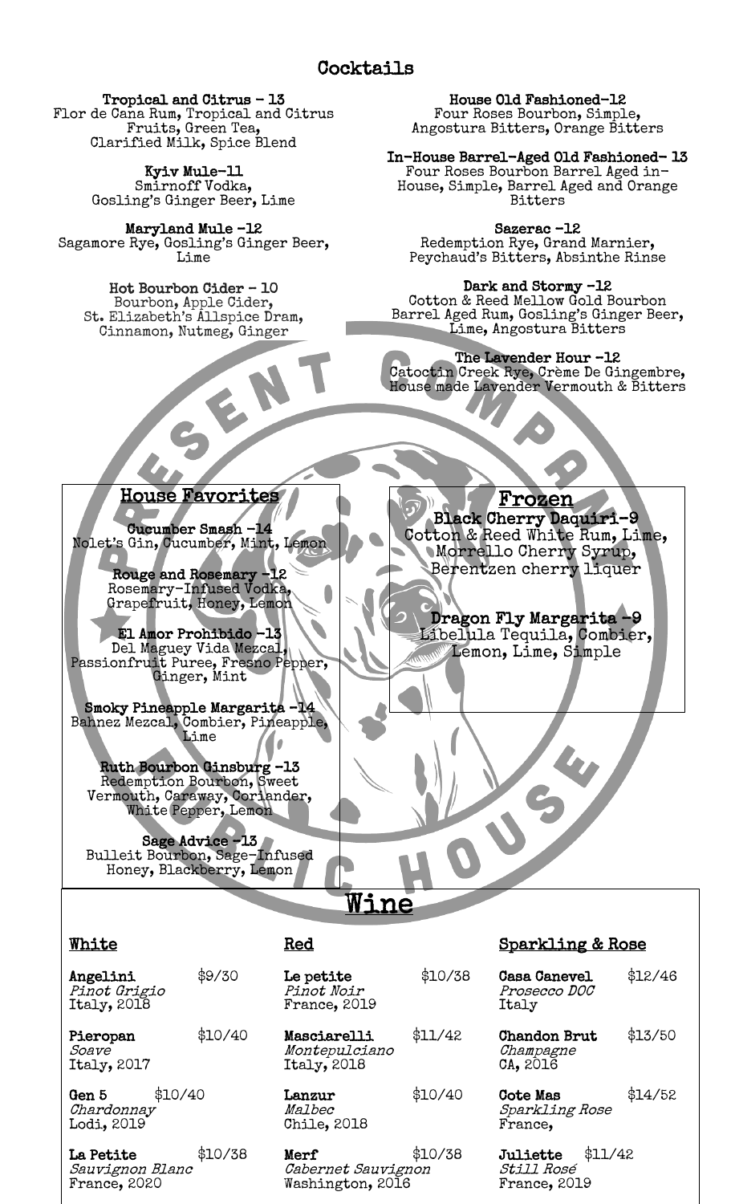# Cocktails

**Tropical and Citrus - 13**
Flor de Cana Rum, Tropical and Citrus Fruits, Green Tea, Clarified Milk, Spice Blend

**Kyiv Mule-11**
Smirnoff Vodka, Gosling's Ginger Beer, Lime

**Maryland Mule -12**
Sagamore Rye, Gosling's Ginger Beer, Lime

**Hot Bourbon Cider - 10**
Bourbon, Apple Cider, St. Elizabeth's Allspice Dram, Cinnamon, Nutmeg, Ginger

**House Old Fashioned-12**
Four Roses Bourbon, Simple, Angostura Bitters, Orange Bitters

**In-House Barrel-Aged Old Fashioned- 13**
Four Roses Bourbon Barrel Aged in-House, Simple, Barrel Aged and Orange Bitters

**Sazerac -12**
Redemption Rye, Grand Marnier, Peychaud's Bitters, Absinthe Rinse

**Dark and Stormy -12**
Cotton & Reed Mellow Gold Bourbon Barrel Aged Rum, Gosling's Ginger Beer, Lime, Angostura Bitters

**The Lavender Hour -12**
Catoctin Creek Rye, Crème De Gingembre, House made Lavender Vermouth & Bitters

## House Favorites

**Cucumber Smash -14**
Nolet's Gin, Cucumber, Mint, Lemon

**Rouge and Rosemary -12**
Rosemary-Infused Vodka, Grapefruit, Honey, Lemon

**El Amor Prohibido -13**
Del Maguey Vida Mezcal, Passionfruit Puree, Fresno Pepper, Ginger, Mint

**Smoky Pineapple Margarita -14**
Bahnez Mezcal, Combier, Pineapple, Lime

**Ruth Bourbon Ginsburg -13**
Redemption Bourbon, Sweet Vermouth, Caraway, Coriander, White Pepper, Lemon

**Sage Advice -13**
Bulleit Bourbon, Sage-Infused Honey, Blackberry, Lemon

## Frozen

**Black Cherry Daquiri-9**
Cotton & Reed White Rum, Lime, Morrello Cherry Syrup, Berentzen cherry liquer

**Dragon Fly Margarita -9**
Libelula Tequila, Combier, Lemon, Lime, Simple

# Wine

## White

**Angelini** $9/30
*Pinot Grigio*
Italy, 2018

**Pieropan** $10/40
*Soave*
Italy, 2017

**Gen 5** $10/40
*Chardonnay*
Lodi, 2019

**La Petite** $10/38
*Sauvignon Blanc*
France, 2020

## Red

**Le petite** $10/38
*Pinot Noir*
France, 2019

**Masciarelli** $11/42
*Montepulciano*
Italy, 2018

**Lanzur** $10/40
*Malbec*
Chile, 2018

**Merf** $10/38
*Cabernet Sauvignon*
Washington, 2016

## Sparkling & Rose

**Casa Canevel** $12/46
*Prosecco DOC*
Italy

**Chandon Brut** $13/50
*Champagne*
CA, 2016

**Cote Mas** $14/52
*Sparkling Rose*
France,

**Juliette** $11/42
*Still Rosé*
France, 2019